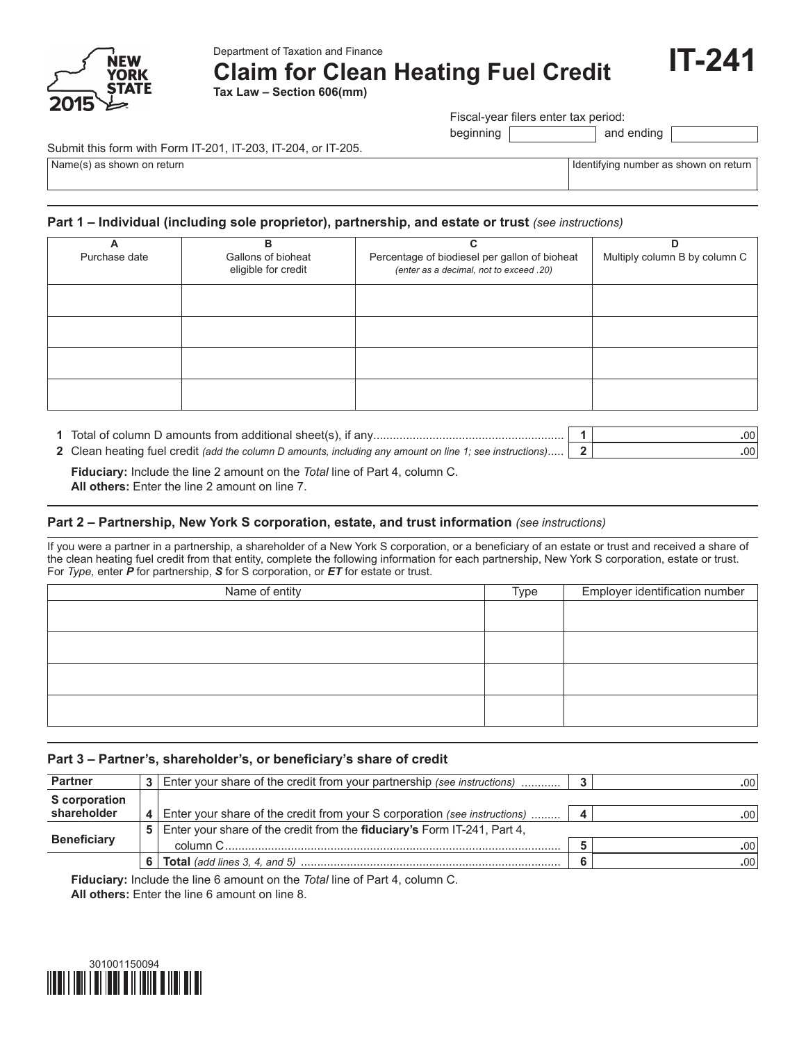Department of Taxation and Finance

# Claim for Clean Heating Fuel Credit

**Tax Law – Section 606(mm)**

**IT-241**

2015

Fiscal-year filers enter tax period: beginning ______ and ending ______

Submit this form with Form IT-201, IT-203, IT-204, or IT-205.

| Name(s) as shown on return | Identifying number as shown on return |
|---|---|
| | |

## Part 1 – Individual (including sole proprietor), partnership, and estate or trust *(see instructions)*

| A<br>Purchase date | B<br>Gallons of bioheat eligible for credit | C<br>Percentage of biodiesel per gallon of bioheat *(enter as a decimal, not to exceed .20)* | D<br>Multiply column B by column C |
|---|---|---|---|
| | | | |
| | | | |
| | | | |
| | | | |

| | | | |
|---|---|---|---|
| **1** | Total of column D amounts from additional sheet(s), if any | 1 | .00 |
| **2** | Clean heating fuel credit *(add the column D amounts, including any amount on line 1; see instructions)* | 2 | .00 |

**Fiduciary:** Include the line 2 amount on the *Total* line of Part 4, column C.
**All others:** Enter the line 2 amount on line 7.

## Part 2 – Partnership, New York S corporation, estate, and trust information *(see instructions)*

If you were a partner in a partnership, a shareholder of a New York S corporation, or a beneficiary of an estate or trust and received a share of the clean heating fuel credit from that entity, complete the following information for each partnership, New York S corporation, estate or trust. For *Type,* enter ***P*** for partnership, ***S*** for S corporation, or ***ET*** for estate or trust.

| Name of entity | Type | Employer identification number |
|---|---|---|
| | | |
| | | |
| | | |
| | | |

## Part 3 – Partner's, shareholder's, or beneficiary's share of credit

| | | | | |
|---|---|---|---|---|
| **Partner** | 3 | Enter your share of the credit from your partnership *(see instructions)* | 3 | .00 |
| **S corporation shareholder** | 4 | Enter your share of the credit from your S corporation *(see instructions)* | 4 | .00 |
| **Beneficiary** | 5 | Enter your share of the credit from the **fiduciary's** Form IT-241, Part 4, column C | 5 | .00 |
| | 6 | **Total** *(add lines 3, 4, and 5)* | 6 | .00 |

**Fiduciary:** Include the line 6 amount on the *Total* line of Part 4, column C.
**All others:** Enter the line 6 amount on line 8.

301001150094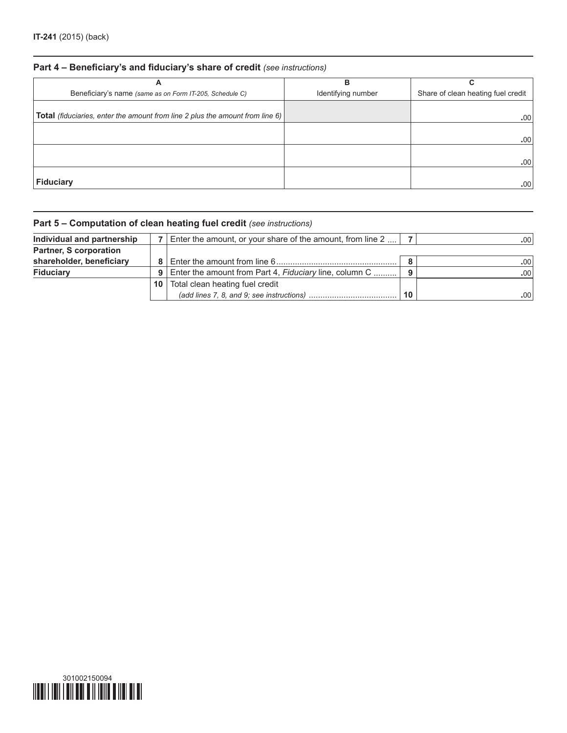## Part 4 – Beneficiary's and fiduciary's share of credit *(see instructions)*

| A<br>Beneficiary's name *(same as on Form IT-205, Schedule C)* | B<br>Identifying number | C<br>Share of clean heating fuel credit |
|---|---|---|
| **Total** *(fiduciaries, enter the amount from line 2 plus the amount from line 6)* | | .00 |
| | | .00 |
| | | .00 |
| **Fiduciary** | | .00 |

## Part 5 – Computation of clean heating fuel credit *(see instructions)*

| | | | | |
|---|---|---|---|---|
| **Individual and partnership** | 7 | Enter the amount, or your share of the amount, from line 2 .... | 7 | .00 |
| **Partner, S corporation shareholder, beneficiary** | 8 | Enter the amount from line 6 .... | 8 | .00 |
| **Fiduciary** | 9 | Enter the amount from Part 4, *Fiduciary* line, column C .......... | 9 | .00 |
| | 10 | Total clean heating fuel credit *(add lines 7, 8, and 9; see instructions)* .... | 10 | .00 |

301002150094